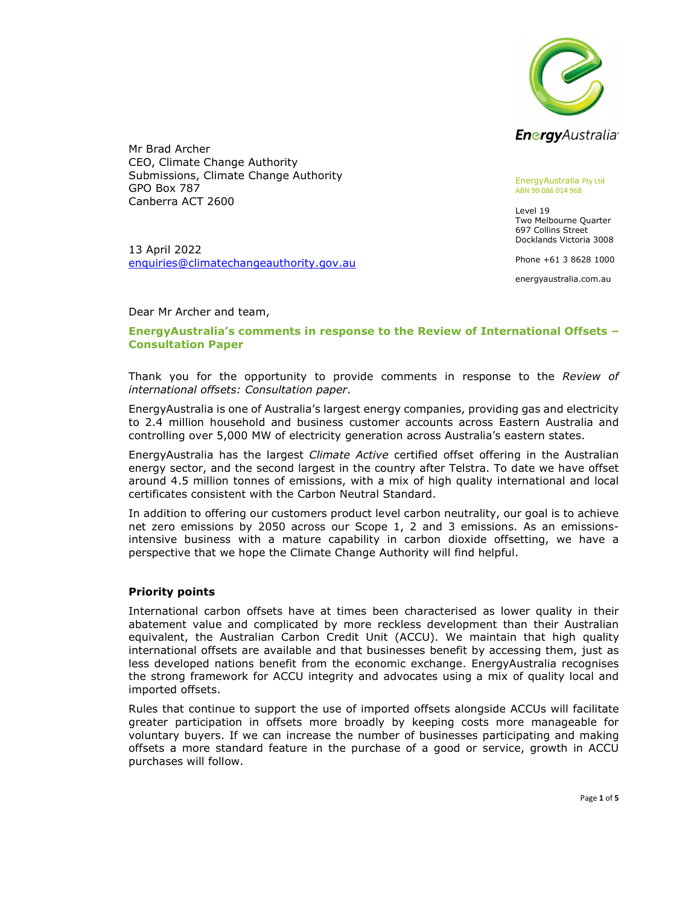EnergyAustralia

EnergyAustralia Pty Ltd
ABN 99 086 014 968

Level 19
Two Melbourne Quarter
697 Collins Street
Docklands Victoria 3008

Phone +61 3 8628 1000

energyaustralia.com.au

Mr Brad Archer
CEO, Climate Change Authority
Submissions, Climate Change Authority
GPO Box 787
Canberra ACT 2600

13 April 2022
enquiries@climatechangeauthority.gov.au

Dear Mr Archer and team,

**EnergyAustralia's comments in response to the Review of International Offsets – Consultation Paper**

Thank you for the opportunity to provide comments in response to the *Review of international offsets: Consultation paper*.

EnergyAustralia is one of Australia's largest energy companies, providing gas and electricity to 2.4 million household and business customer accounts across Eastern Australia and controlling over 5,000 MW of electricity generation across Australia's eastern states.

EnergyAustralia has the largest *Climate Active* certified offset offering in the Australian energy sector, and the second largest in the country after Telstra. To date we have offset around 4.5 million tonnes of emissions, with a mix of high quality international and local certificates consistent with the Carbon Neutral Standard.

In addition to offering our customers product level carbon neutrality, our goal is to achieve net zero emissions by 2050 across our Scope 1, 2 and 3 emissions. As an emissions-intensive business with a mature capability in carbon dioxide offsetting, we have a perspective that we hope the Climate Change Authority will find helpful.

## Priority points

International carbon offsets have at times been characterised as lower quality in their abatement value and complicated by more reckless development than their Australian equivalent, the Australian Carbon Credit Unit (ACCU). We maintain that high quality international offsets are available and that businesses benefit by accessing them, just as less developed nations benefit from the economic exchange. EnergyAustralia recognises the strong framework for ACCU integrity and advocates using a mix of quality local and imported offsets.

Rules that continue to support the use of imported offsets alongside ACCUs will facilitate greater participation in offsets more broadly by keeping costs more manageable for voluntary buyers. If we can increase the number of businesses participating and making offsets a more standard feature in the purchase of a good or service, growth in ACCU purchases will follow.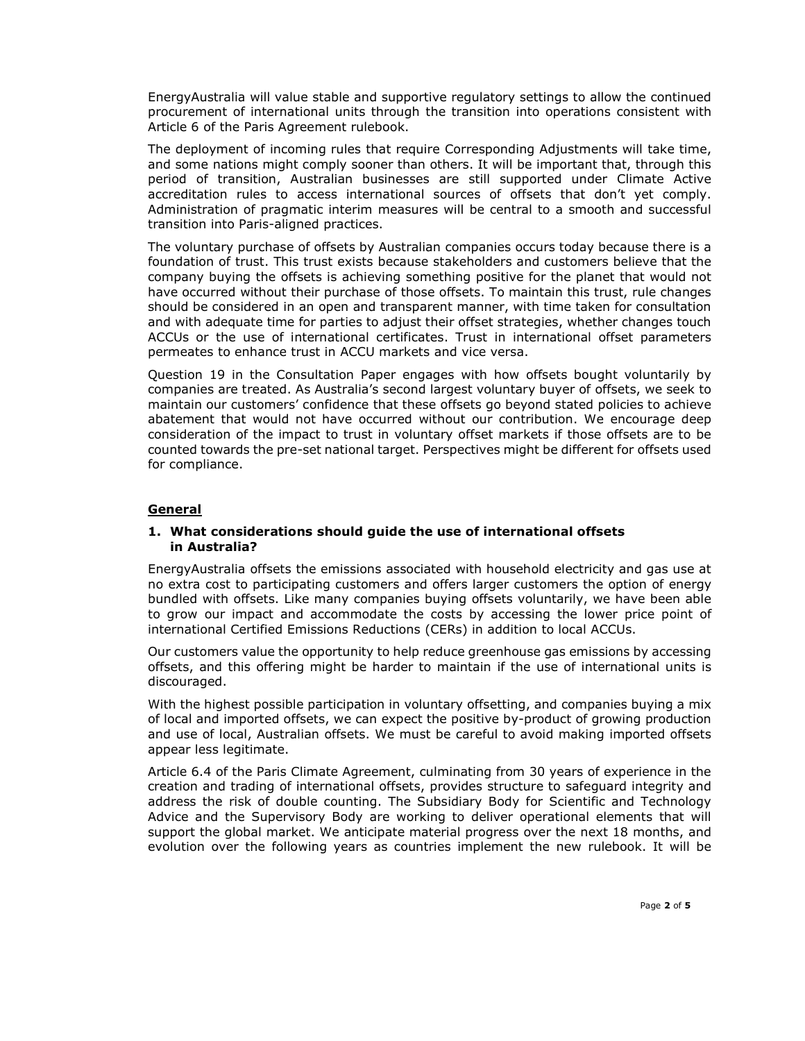EnergyAustralia will value stable and supportive regulatory settings to allow the continued procurement of international units through the transition into operations consistent with Article 6 of the Paris Agreement rulebook.

The deployment of incoming rules that require Corresponding Adjustments will take time, and some nations might comply sooner than others. It will be important that, through this period of transition, Australian businesses are still supported under Climate Active accreditation rules to access international sources of offsets that don't yet comply. Administration of pragmatic interim measures will be central to a smooth and successful transition into Paris-aligned practices.

The voluntary purchase of offsets by Australian companies occurs today because there is a foundation of trust. This trust exists because stakeholders and customers believe that the company buying the offsets is achieving something positive for the planet that would not have occurred without their purchase of those offsets. To maintain this trust, rule changes should be considered in an open and transparent manner, with time taken for consultation and with adequate time for parties to adjust their offset strategies, whether changes touch ACCUs or the use of international certificates. Trust in international offset parameters permeates to enhance trust in ACCU markets and vice versa.

Question 19 in the Consultation Paper engages with how offsets bought voluntarily by companies are treated. As Australia's second largest voluntary buyer of offsets, we seek to maintain our customers' confidence that these offsets go beyond stated policies to achieve abatement that would not have occurred without our contribution. We encourage deep consideration of the impact to trust in voluntary offset markets if those offsets are to be counted towards the pre-set national target. Perspectives might be different for offsets used for compliance.

## General

### 1. What considerations should guide the use of international offsets in Australia?

EnergyAustralia offsets the emissions associated with household electricity and gas use at no extra cost to participating customers and offers larger customers the option of energy bundled with offsets. Like many companies buying offsets voluntarily, we have been able to grow our impact and accommodate the costs by accessing the lower price point of international Certified Emissions Reductions (CERs) in addition to local ACCUs.

Our customers value the opportunity to help reduce greenhouse gas emissions by accessing offsets, and this offering might be harder to maintain if the use of international units is discouraged.

With the highest possible participation in voluntary offsetting, and companies buying a mix of local and imported offsets, we can expect the positive by-product of growing production and use of local, Australian offsets. We must be careful to avoid making imported offsets appear less legitimate.

Article 6.4 of the Paris Climate Agreement, culminating from 30 years of experience in the creation and trading of international offsets, provides structure to safeguard integrity and address the risk of double counting. The Subsidiary Body for Scientific and Technology Advice and the Supervisory Body are working to deliver operational elements that will support the global market. We anticipate material progress over the next 18 months, and evolution over the following years as countries implement the new rulebook. It will be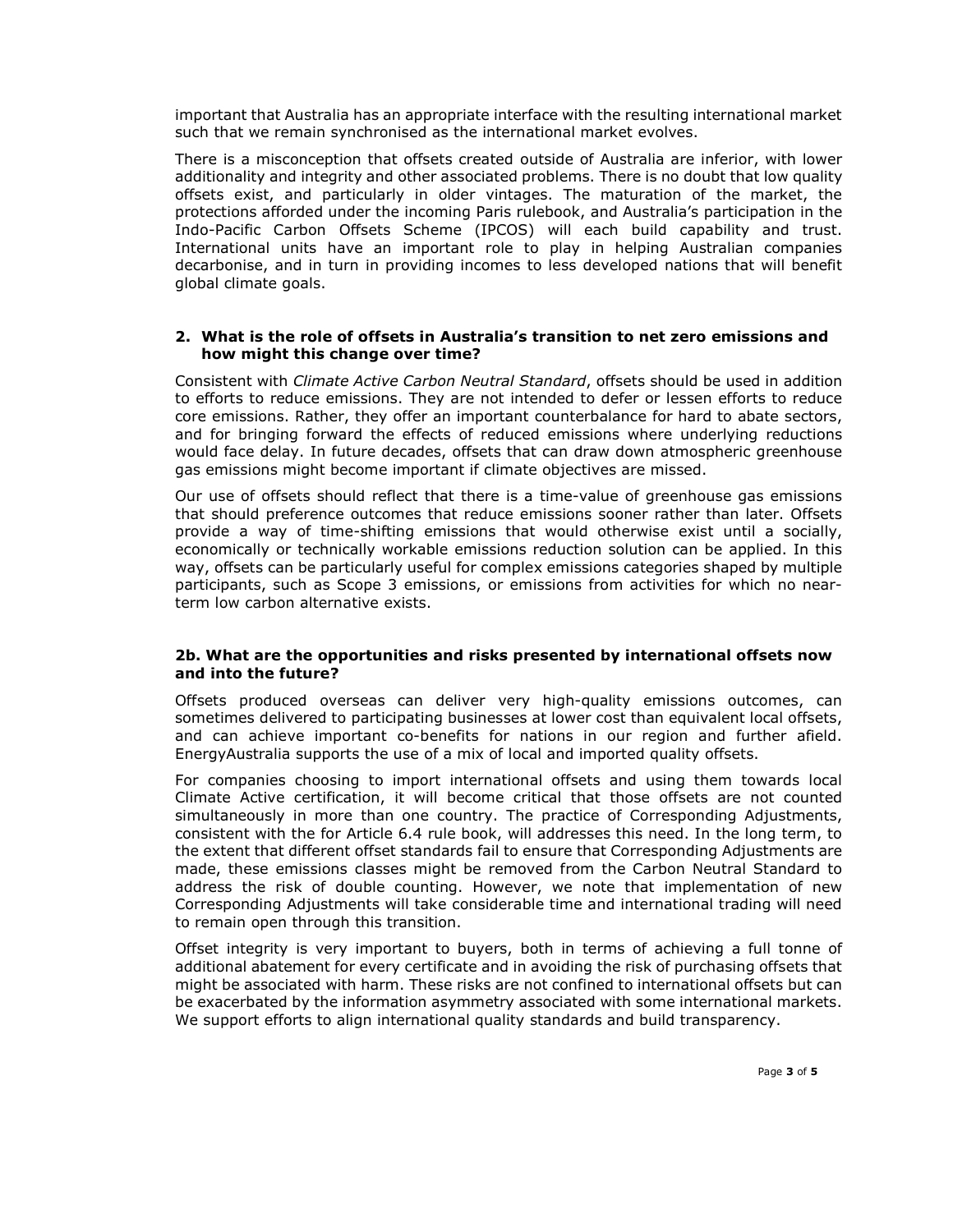important that Australia has an appropriate interface with the resulting international market such that we remain synchronised as the international market evolves.

There is a misconception that offsets created outside of Australia are inferior, with lower additionality and integrity and other associated problems. There is no doubt that low quality offsets exist, and particularly in older vintages. The maturation of the market, the protections afforded under the incoming Paris rulebook, and Australia's participation in the Indo-Pacific Carbon Offsets Scheme (IPCOS) will each build capability and trust. International units have an important role to play in helping Australian companies decarbonise, and in turn in providing incomes to less developed nations that will benefit global climate goals.

### 2. What is the role of offsets in Australia's transition to net zero emissions and how might this change over time?

Consistent with *Climate Active Carbon Neutral Standard*, offsets should be used in addition to efforts to reduce emissions. They are not intended to defer or lessen efforts to reduce core emissions. Rather, they offer an important counterbalance for hard to abate sectors, and for bringing forward the effects of reduced emissions where underlying reductions would face delay. In future decades, offsets that can draw down atmospheric greenhouse gas emissions might become important if climate objectives are missed.

Our use of offsets should reflect that there is a time-value of greenhouse gas emissions that should preference outcomes that reduce emissions sooner rather than later. Offsets provide a way of time-shifting emissions that would otherwise exist until a socially, economically or technically workable emissions reduction solution can be applied. In this way, offsets can be particularly useful for complex emissions categories shaped by multiple participants, such as Scope 3 emissions, or emissions from activities for which no near-term low carbon alternative exists.

### 2b. What are the opportunities and risks presented by international offsets now and into the future?

Offsets produced overseas can deliver very high-quality emissions outcomes, can sometimes delivered to participating businesses at lower cost than equivalent local offsets, and can achieve important co-benefits for nations in our region and further afield. EnergyAustralia supports the use of a mix of local and imported quality offsets.

For companies choosing to import international offsets and using them towards local Climate Active certification, it will become critical that those offsets are not counted simultaneously in more than one country. The practice of Corresponding Adjustments, consistent with the for Article 6.4 rule book, will addresses this need. In the long term, to the extent that different offset standards fail to ensure that Corresponding Adjustments are made, these emissions classes might be removed from the Carbon Neutral Standard to address the risk of double counting. However, we note that implementation of new Corresponding Adjustments will take considerable time and international trading will need to remain open through this transition.

Offset integrity is very important to buyers, both in terms of achieving a full tonne of additional abatement for every certificate and in avoiding the risk of purchasing offsets that might be associated with harm. These risks are not confined to international offsets but can be exacerbated by the information asymmetry associated with some international markets. We support efforts to align international quality standards and build transparency.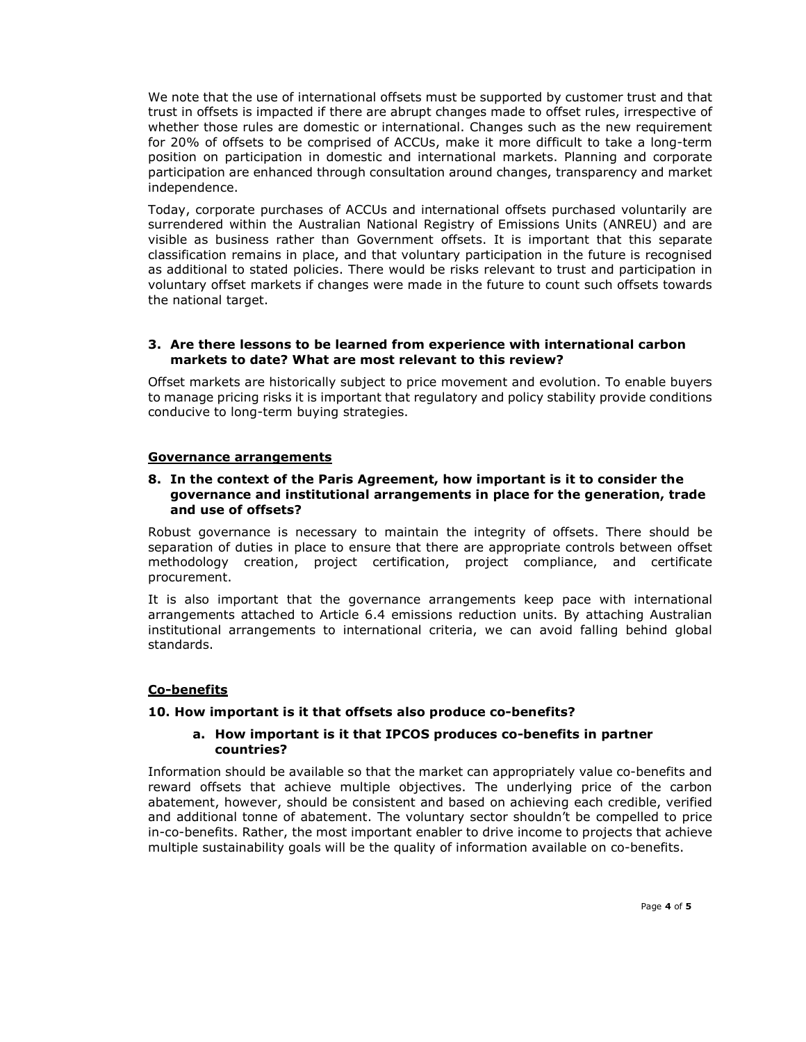We note that the use of international offsets must be supported by customer trust and that trust in offsets is impacted if there are abrupt changes made to offset rules, irrespective of whether those rules are domestic or international. Changes such as the new requirement for 20% of offsets to be comprised of ACCUs, make it more difficult to take a long-term position on participation in domestic and international markets. Planning and corporate participation are enhanced through consultation around changes, transparency and market independence.

Today, corporate purchases of ACCUs and international offsets purchased voluntarily are surrendered within the Australian National Registry of Emissions Units (ANREU) and are visible as business rather than Government offsets. It is important that this separate classification remains in place, and that voluntary participation in the future is recognised as additional to stated policies. There would be risks relevant to trust and participation in voluntary offset markets if changes were made in the future to count such offsets towards the national target.

**3. Are there lessons to be learned from experience with international carbon markets to date? What are most relevant to this review?**

Offset markets are historically subject to price movement and evolution. To enable buyers to manage pricing risks it is important that regulatory and policy stability provide conditions conducive to long-term buying strategies.

## Governance arrangements

**8. In the context of the Paris Agreement, how important is it to consider the governance and institutional arrangements in place for the generation, trade and use of offsets?**

Robust governance is necessary to maintain the integrity of offsets. There should be separation of duties in place to ensure that there are appropriate controls between offset methodology creation, project certification, project compliance, and certificate procurement.

It is also important that the governance arrangements keep pace with international arrangements attached to Article 6.4 emissions reduction units. By attaching Australian institutional arrangements to international criteria, we can avoid falling behind global standards.

## Co-benefits

**10. How important is it that offsets also produce co-benefits?**

**a. How important is it that IPCOS produces co-benefits in partner countries?**

Information should be available so that the market can appropriately value co-benefits and reward offsets that achieve multiple objectives. The underlying price of the carbon abatement, however, should be consistent and based on achieving each credible, verified and additional tonne of abatement. The voluntary sector shouldn't be compelled to price in-co-benefits. Rather, the most important enabler to drive income to projects that achieve multiple sustainability goals will be the quality of information available on co-benefits.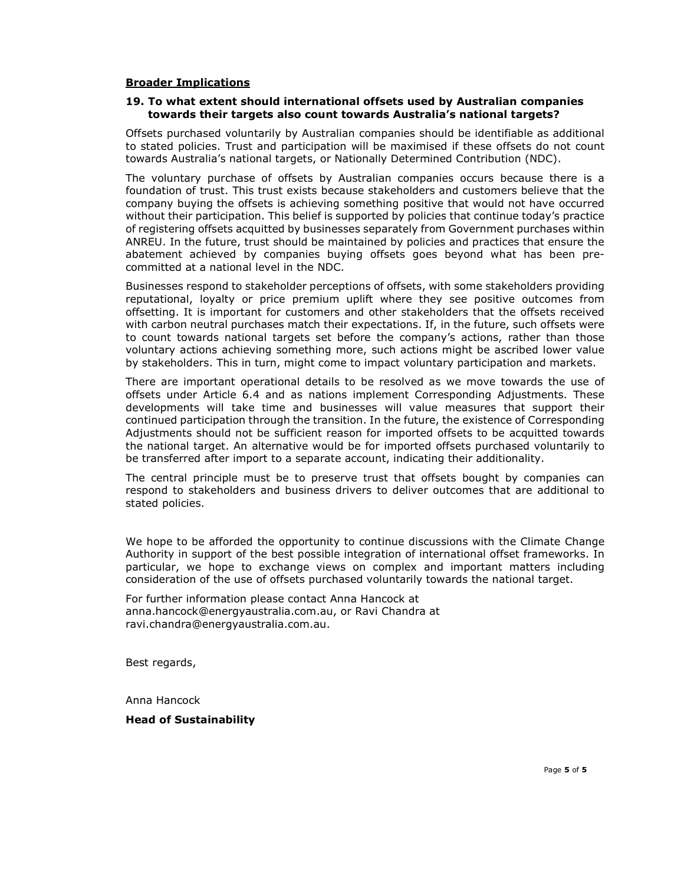## Broader Implications

### 19. To what extent should international offsets used by Australian companies towards their targets also count towards Australia's national targets?

Offsets purchased voluntarily by Australian companies should be identifiable as additional to stated policies. Trust and participation will be maximised if these offsets do not count towards Australia's national targets, or Nationally Determined Contribution (NDC).

The voluntary purchase of offsets by Australian companies occurs because there is a foundation of trust. This trust exists because stakeholders and customers believe that the company buying the offsets is achieving something positive that would not have occurred without their participation. This belief is supported by policies that continue today's practice of registering offsets acquitted by businesses separately from Government purchases within ANREU. In the future, trust should be maintained by policies and practices that ensure the abatement achieved by companies buying offsets goes beyond what has been pre-committed at a national level in the NDC.

Businesses respond to stakeholder perceptions of offsets, with some stakeholders providing reputational, loyalty or price premium uplift where they see positive outcomes from offsetting. It is important for customers and other stakeholders that the offsets received with carbon neutral purchases match their expectations. If, in the future, such offsets were to count towards national targets set before the company's actions, rather than those voluntary actions achieving something more, such actions might be ascribed lower value by stakeholders. This in turn, might come to impact voluntary participation and markets.

There are important operational details to be resolved as we move towards the use of offsets under Article 6.4 and as nations implement Corresponding Adjustments. These developments will take time and businesses will value measures that support their continued participation through the transition. In the future, the existence of Corresponding Adjustments should not be sufficient reason for imported offsets to be acquitted towards the national target. An alternative would be for imported offsets purchased voluntarily to be transferred after import to a separate account, indicating their additionality.

The central principle must be to preserve trust that offsets bought by companies can respond to stakeholders and business drivers to deliver outcomes that are additional to stated policies.

We hope to be afforded the opportunity to continue discussions with the Climate Change Authority in support of the best possible integration of international offset frameworks. In particular, we hope to exchange views on complex and important matters including consideration of the use of offsets purchased voluntarily towards the national target.

For further information please contact Anna Hancock at anna.hancock@energyaustralia.com.au, or Ravi Chandra at ravi.chandra@energyaustralia.com.au.

Best regards,

Anna Hancock

**Head of Sustainability**